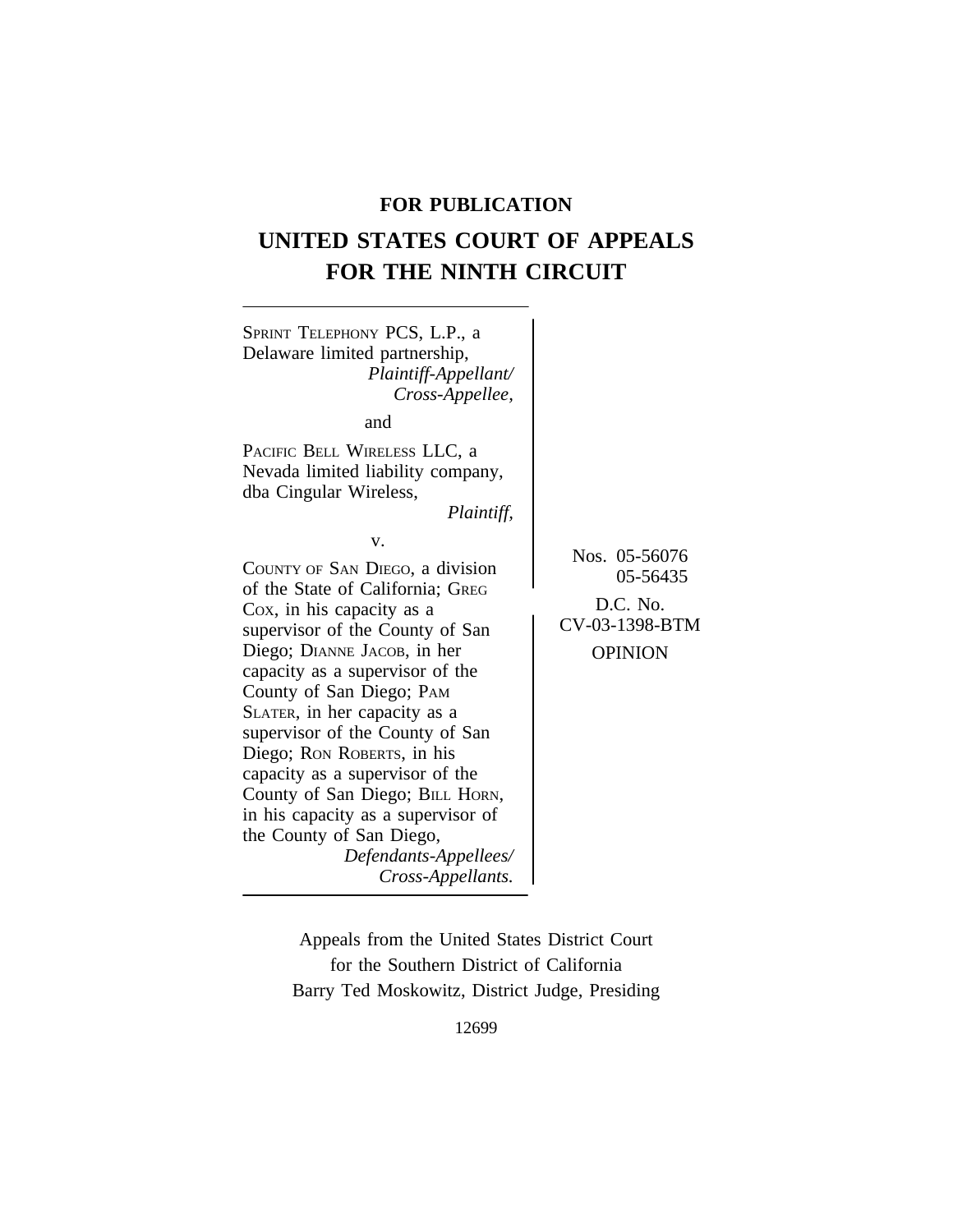**FOR PUBLICATION**

# UNITED STATES COURT OF APPEALS FOR THE NINTH CIRCUIT

SPRINT TELEPHONY PCS, L.P., a Delaware limited partnership,
*Plaintiff-Appellant/ Cross-Appellee,*

and

PACIFIC BELL WIRELESS LLC, a Nevada limited liability company, dba Cingular Wireless,
*Plaintiff,*

v.

COUNTY OF SAN DIEGO, a division of the State of California; GREG COX, in his capacity as a supervisor of the County of San Diego; DIANNE JACOB, in her capacity as a supervisor of the County of San Diego; PAM SLATER, in her capacity as a supervisor of the County of San Diego; RON ROBERTS, in his capacity as a supervisor of the County of San Diego; BILL HORN, in his capacity as a supervisor of the County of San Diego,
*Defendants-Appellees/ Cross-Appellants.*

Nos. 05-56076
05-56435

D.C. No.
CV-03-1398-BTM

OPINION

Appeals from the United States District Court
for the Southern District of California
Barry Ted Moskowitz, District Judge, Presiding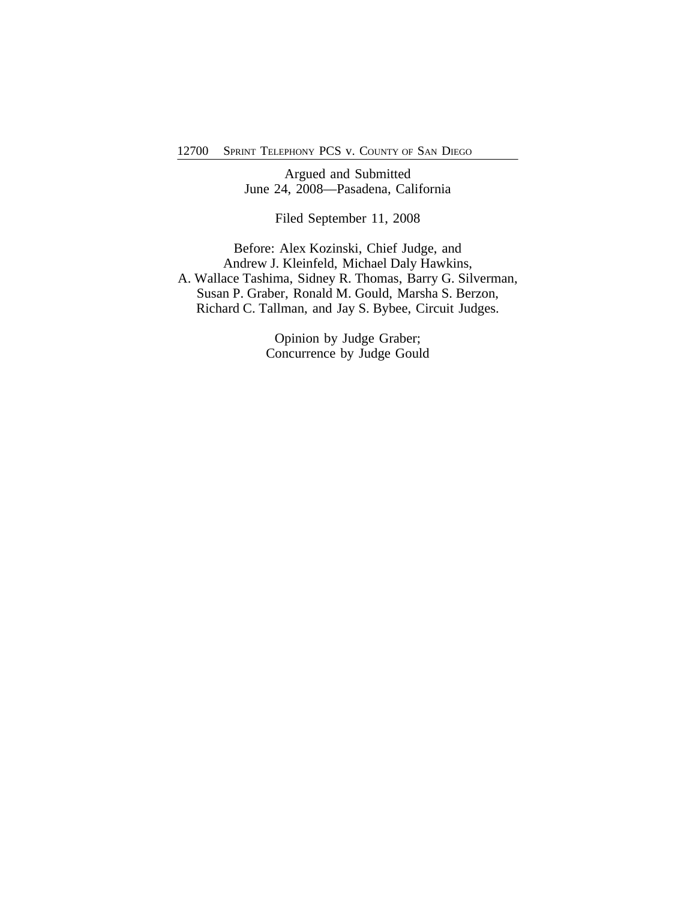Argued and Submitted
June 24, 2008—Pasadena, California

Filed September 11, 2008

Before: Alex Kozinski, Chief Judge, and
Andrew J. Kleinfeld, Michael Daly Hawkins,
A. Wallace Tashima, Sidney R. Thomas, Barry G. Silverman,
Susan P. Graber, Ronald M. Gould, Marsha S. Berzon,
Richard C. Tallman, and Jay S. Bybee, Circuit Judges.

Opinion by Judge Graber;
Concurrence by Judge Gould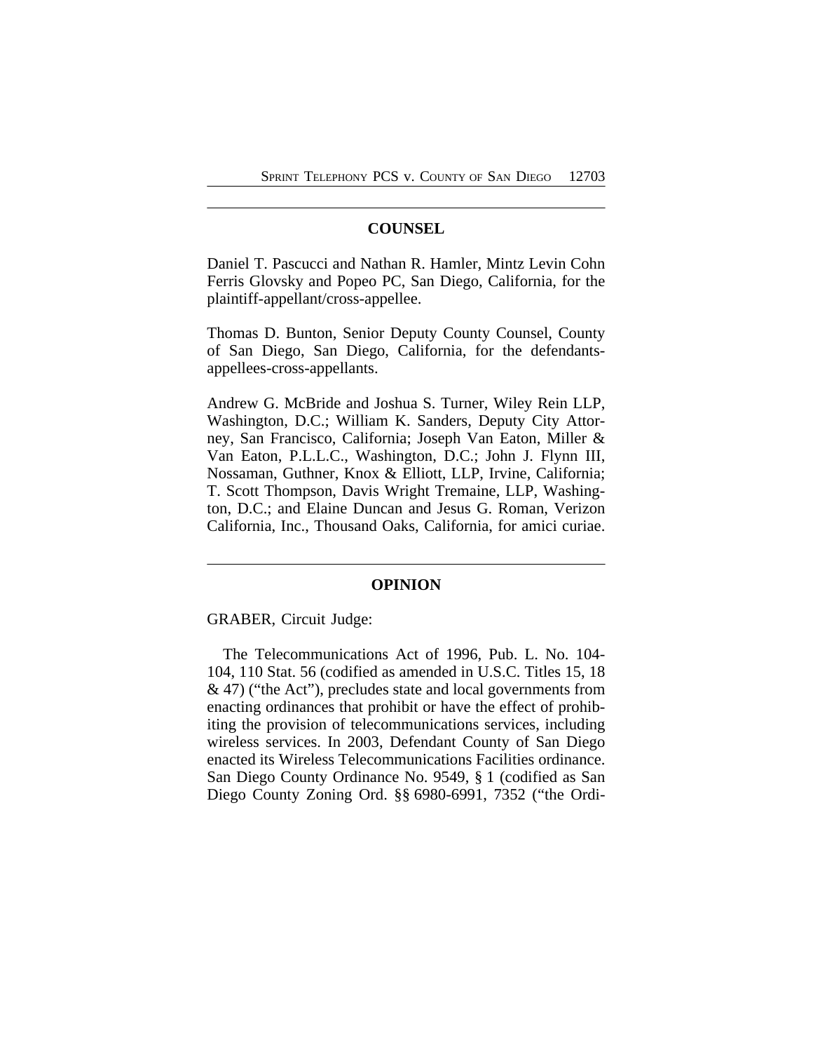## COUNSEL

Daniel T. Pascucci and Nathan R. Hamler, Mintz Levin Cohn Ferris Glovsky and Popeo PC, San Diego, California, for the plaintiff-appellant/cross-appellee.

Thomas D. Bunton, Senior Deputy County Counsel, County of San Diego, San Diego, California, for the defendants-appellees-cross-appellants.

Andrew G. McBride and Joshua S. Turner, Wiley Rein LLP, Washington, D.C.; William K. Sanders, Deputy City Attorney, San Francisco, California; Joseph Van Eaton, Miller & Van Eaton, P.L.L.C., Washington, D.C.; John J. Flynn III, Nossaman, Guthner, Knox & Elliott, LLP, Irvine, California; T. Scott Thompson, Davis Wright Tremaine, LLP, Washington, D.C.; and Elaine Duncan and Jesus G. Roman, Verizon California, Inc., Thousand Oaks, California, for amici curiae.

## OPINION

GRABER, Circuit Judge:

The Telecommunications Act of 1996, Pub. L. No. 104-104, 110 Stat. 56 (codified as amended in U.S.C. Titles 15, 18 & 47) ("the Act"), precludes state and local governments from enacting ordinances that prohibit or have the effect of prohibiting the provision of telecommunications services, including wireless services. In 2003, Defendant County of San Diego enacted its Wireless Telecommunications Facilities ordinance. San Diego County Ordinance No. 9549, § 1 (codified as San Diego County Zoning Ord. §§ 6980-6991, 7352 ("the Ordi-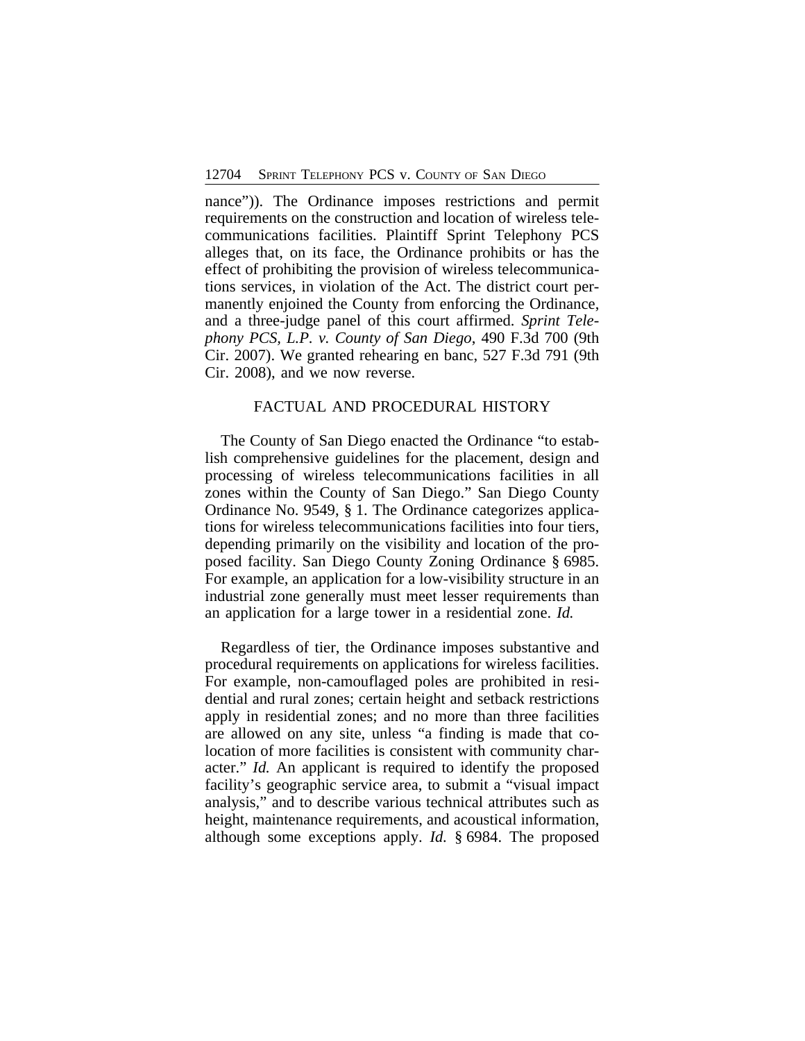nance")). The Ordinance imposes restrictions and permit requirements on the construction and location of wireless telecommunications facilities. Plaintiff Sprint Telephony PCS alleges that, on its face, the Ordinance prohibits or has the effect of prohibiting the provision of wireless telecommunications services, in violation of the Act. The district court permanently enjoined the County from enforcing the Ordinance, and a three-judge panel of this court affirmed. *Sprint Telephony PCS, L.P. v. County of San Diego*, 490 F.3d 700 (9th Cir. 2007). We granted rehearing en banc, 527 F.3d 791 (9th Cir. 2008), and we now reverse.

## FACTUAL AND PROCEDURAL HISTORY

The County of San Diego enacted the Ordinance "to establish comprehensive guidelines for the placement, design and processing of wireless telecommunications facilities in all zones within the County of San Diego." San Diego County Ordinance No. 9549, § 1. The Ordinance categorizes applications for wireless telecommunications facilities into four tiers, depending primarily on the visibility and location of the proposed facility. San Diego County Zoning Ordinance § 6985. For example, an application for a low-visibility structure in an industrial zone generally must meet lesser requirements than an application for a large tower in a residential zone. *Id.*

Regardless of tier, the Ordinance imposes substantive and procedural requirements on applications for wireless facilities. For example, non-camouflaged poles are prohibited in residential and rural zones; certain height and setback restrictions apply in residential zones; and no more than three facilities are allowed on any site, unless "a finding is made that co-location of more facilities is consistent with community character." *Id.* An applicant is required to identify the proposed facility's geographic service area, to submit a "visual impact analysis," and to describe various technical attributes such as height, maintenance requirements, and acoustical information, although some exceptions apply. *Id.* § 6984. The proposed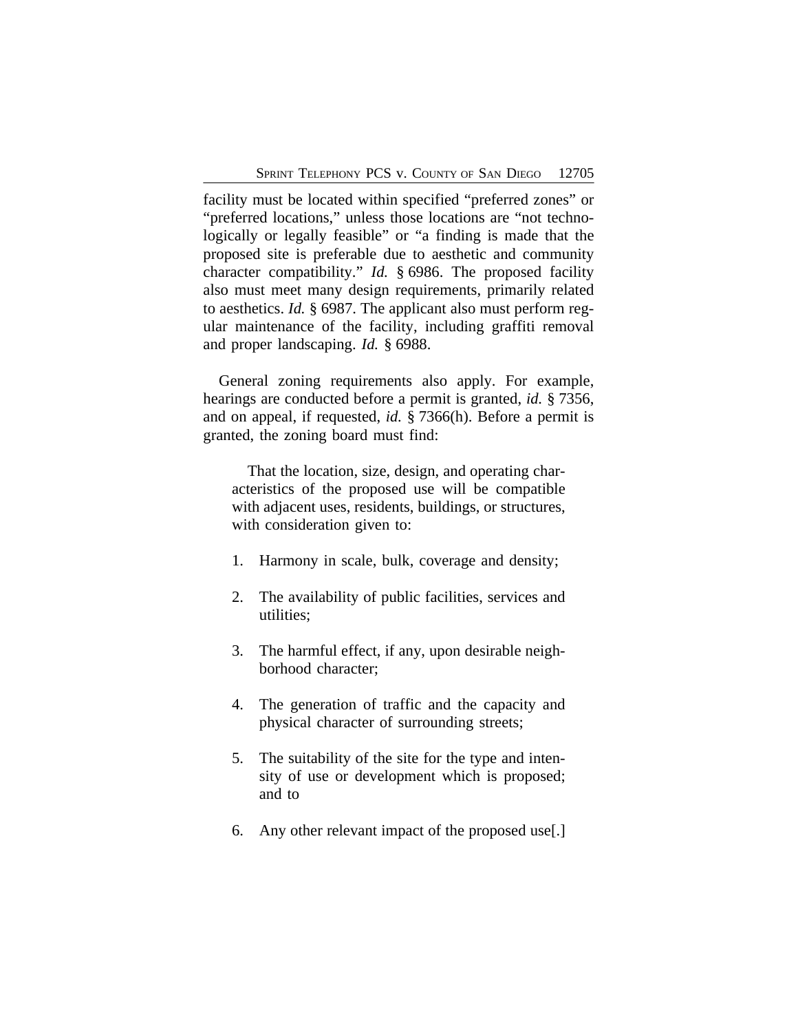facility must be located within specified "preferred zones" or "preferred locations," unless those locations are "not technologically or legally feasible" or "a finding is made that the proposed site is preferable due to aesthetic and community character compatibility." *Id.* § 6986. The proposed facility also must meet many design requirements, primarily related to aesthetics. *Id.* § 6987. The applicant also must perform regular maintenance of the facility, including graffiti removal and proper landscaping. *Id.* § 6988.

General zoning requirements also apply. For example, hearings are conducted before a permit is granted, *id.* § 7356, and on appeal, if requested, *id.* § 7366(h). Before a permit is granted, the zoning board must find:

> That the location, size, design, and operating characteristics of the proposed use will be compatible with adjacent uses, residents, buildings, or structures, with consideration given to:
>
> 1. Harmony in scale, bulk, coverage and density;
> 2. The availability of public facilities, services and utilities;
> 3. The harmful effect, if any, upon desirable neighborhood character;
> 4. The generation of traffic and the capacity and physical character of surrounding streets;
> 5. The suitability of the site for the type and intensity of use or development which is proposed; and to
> 6. Any other relevant impact of the proposed use[.]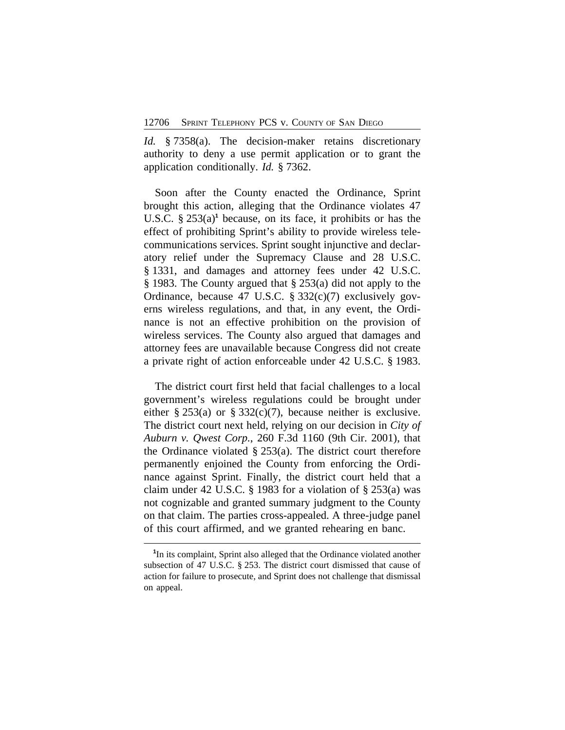*Id.* § 7358(a). The decision-maker retains discretionary authority to deny a use permit application or to grant the application conditionally. *Id.* § 7362.

Soon after the County enacted the Ordinance, Sprint brought this action, alleging that the Ordinance violates 47 U.S.C. § 253(a)[1] because, on its face, it prohibits or has the effect of prohibiting Sprint's ability to provide wireless telecommunications services. Sprint sought injunctive and declaratory relief under the Supremacy Clause and 28 U.S.C. § 1331, and damages and attorney fees under 42 U.S.C. § 1983. The County argued that § 253(a) did not apply to the Ordinance, because 47 U.S.C. § 332(c)(7) exclusively governs wireless regulations, and that, in any event, the Ordinance is not an effective prohibition on the provision of wireless services. The County also argued that damages and attorney fees are unavailable because Congress did not create a private right of action enforceable under 42 U.S.C. § 1983.

The district court first held that facial challenges to a local government's wireless regulations could be brought under either § 253(a) or § 332(c)(7), because neither is exclusive. The district court next held, relying on our decision in *City of Auburn v. Qwest Corp.*, 260 F.3d 1160 (9th Cir. 2001), that the Ordinance violated § 253(a). The district court therefore permanently enjoined the County from enforcing the Ordinance against Sprint. Finally, the district court held that a claim under 42 U.S.C. § 1983 for a violation of § 253(a) was not cognizable and granted summary judgment to the County on that claim. The parties cross-appealed. A three-judge panel of this court affirmed, and we granted rehearing en banc.

---

[1] In its complaint, Sprint also alleged that the Ordinance violated another subsection of 47 U.S.C. § 253. The district court dismissed that cause of action for failure to prosecute, and Sprint does not challenge that dismissal on appeal.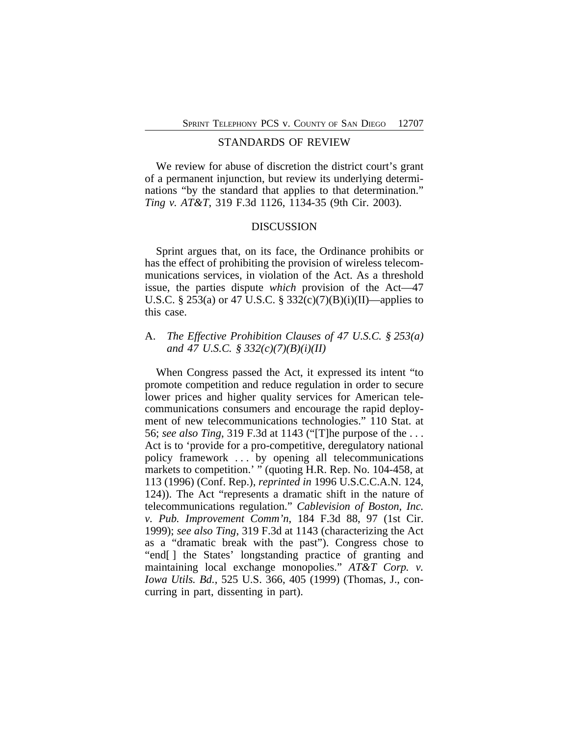## STANDARDS OF REVIEW

We review for abuse of discretion the district court's grant of a permanent injunction, but review its underlying determinations "by the standard that applies to that determination." *Ting v. AT&T*, 319 F.3d 1126, 1134-35 (9th Cir. 2003).

## DISCUSSION

Sprint argues that, on its face, the Ordinance prohibits or has the effect of prohibiting the provision of wireless telecommunications services, in violation of the Act. As a threshold issue, the parties dispute *which* provision of the Act—47 U.S.C. § 253(a) or 47 U.S.C. § 332(c)(7)(B)(i)(II)—applies to this case.

### A. *The Effective Prohibition Clauses of 47 U.S.C. § 253(a) and 47 U.S.C. § 332(c)(7)(B)(i)(II)*

When Congress passed the Act, it expressed its intent "to promote competition and reduce regulation in order to secure lower prices and higher quality services for American telecommunications consumers and encourage the rapid deployment of new telecommunications technologies." 110 Stat. at 56; *see also Ting*, 319 F.3d at 1143 ("[T]he purpose of the . . . Act is to 'provide for a pro-competitive, deregulatory national policy framework . . . by opening all telecommunications markets to competition.' " (quoting H.R. Rep. No. 104-458, at 113 (1996) (Conf. Rep.), *reprinted in* 1996 U.S.C.C.A.N. 124, 124)). The Act "represents a dramatic shift in the nature of telecommunications regulation." *Cablevision of Boston, Inc. v. Pub. Improvement Comm'n*, 184 F.3d 88, 97 (1st Cir. 1999); *see also Ting*, 319 F.3d at 1143 (characterizing the Act as a "dramatic break with the past"). Congress chose to "end[ ] the States' longstanding practice of granting and maintaining local exchange monopolies." *AT&T Corp. v. Iowa Utils. Bd.*, 525 U.S. 366, 405 (1999) (Thomas, J., concurring in part, dissenting in part).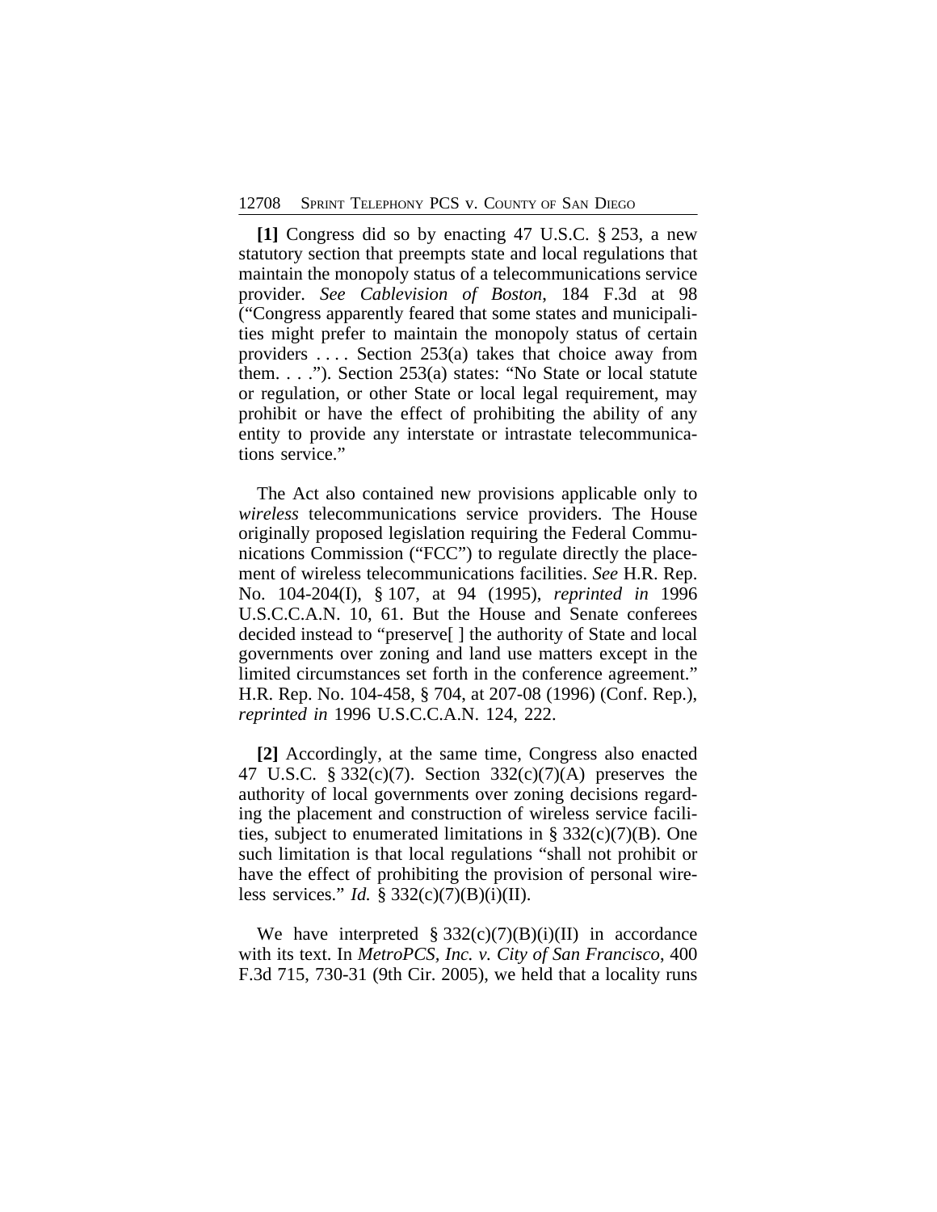**[1]** Congress did so by enacting 47 U.S.C. § 253, a new statutory section that preempts state and local regulations that maintain the monopoly status of a telecommunications service provider. *See Cablevision of Boston*, 184 F.3d at 98 ("Congress apparently feared that some states and municipalities might prefer to maintain the monopoly status of certain providers . . . . Section 253(a) takes that choice away from them. . . ."). Section 253(a) states: "No State or local statute or regulation, or other State or local legal requirement, may prohibit or have the effect of prohibiting the ability of any entity to provide any interstate or intrastate telecommunications service."

The Act also contained new provisions applicable only to *wireless* telecommunications service providers. The House originally proposed legislation requiring the Federal Communications Commission ("FCC") to regulate directly the placement of wireless telecommunications facilities. *See* H.R. Rep. No. 104-204(I), § 107, at 94 (1995), *reprinted in* 1996 U.S.C.C.A.N. 10, 61. But the House and Senate conferees decided instead to "preserve[ ] the authority of State and local governments over zoning and land use matters except in the limited circumstances set forth in the conference agreement." H.R. Rep. No. 104-458, § 704, at 207-08 (1996) (Conf. Rep.), *reprinted in* 1996 U.S.C.C.A.N. 124, 222.

**[2]** Accordingly, at the same time, Congress also enacted 47 U.S.C. § 332(c)(7). Section 332(c)(7)(A) preserves the authority of local governments over zoning decisions regarding the placement and construction of wireless service facilities, subject to enumerated limitations in § 332(c)(7)(B). One such limitation is that local regulations "shall not prohibit or have the effect of prohibiting the provision of personal wireless services." *Id.* § 332(c)(7)(B)(i)(II).

We have interpreted § 332(c)(7)(B)(i)(II) in accordance with its text. In *MetroPCS, Inc. v. City of San Francisco*, 400 F.3d 715, 730-31 (9th Cir. 2005), we held that a locality runs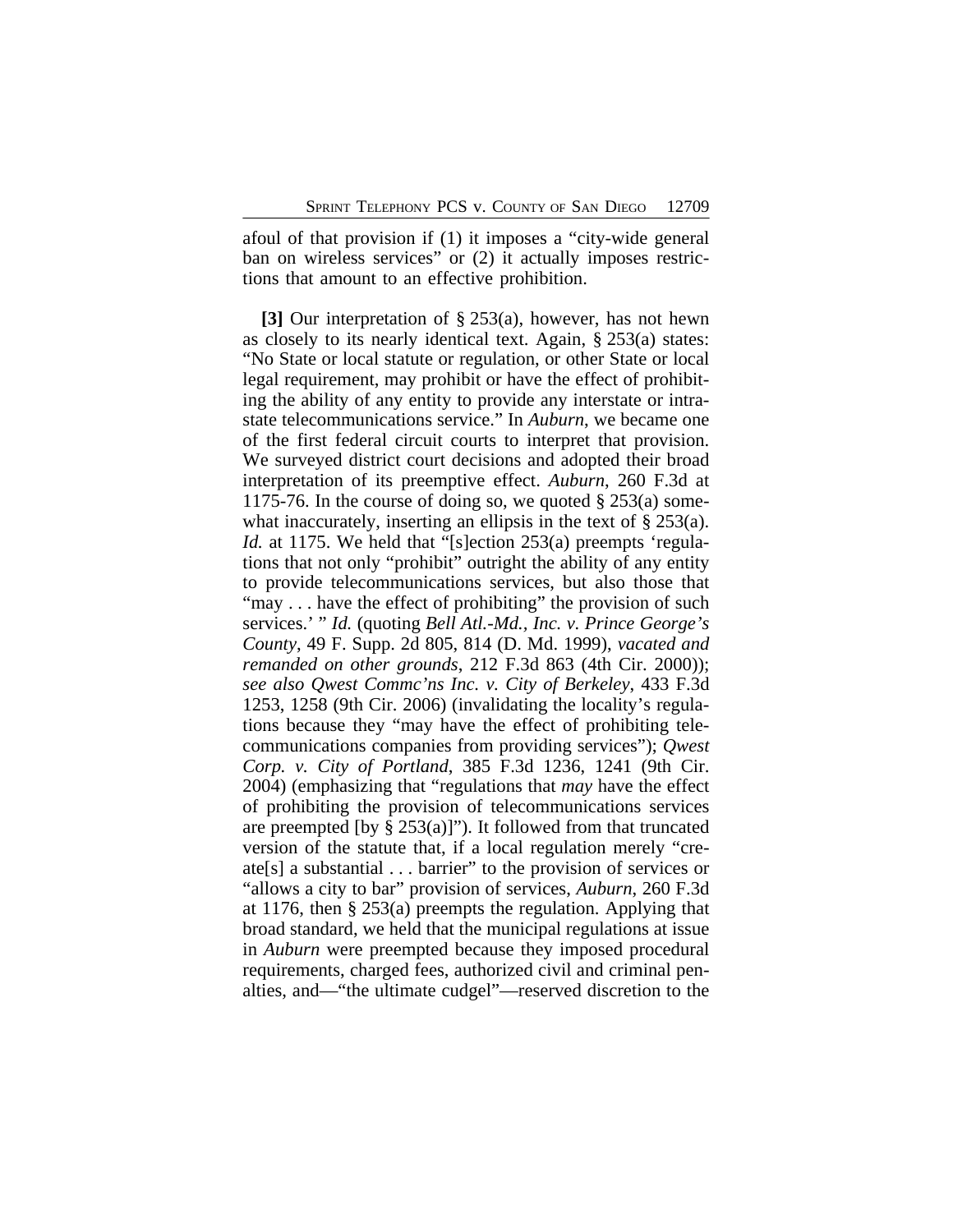afoul of that provision if (1) it imposes a "city-wide general ban on wireless services" or (2) it actually imposes restrictions that amount to an effective prohibition.

**[3]** Our interpretation of § 253(a), however, has not hewn as closely to its nearly identical text. Again, § 253(a) states: "No State or local statute or regulation, or other State or local legal requirement, may prohibit or have the effect of prohibiting the ability of any entity to provide any interstate or intrastate telecommunications service." In *Auburn*, we became one of the first federal circuit courts to interpret that provision. We surveyed district court decisions and adopted their broad interpretation of its preemptive effect. *Auburn*, 260 F.3d at 1175-76. In the course of doing so, we quoted § 253(a) somewhat inaccurately, inserting an ellipsis in the text of § 253(a). *Id.* at 1175. We held that "[s]ection 253(a) preempts 'regulations that not only "prohibit" outright the ability of any entity to provide telecommunications services, but also those that "may . . . have the effect of prohibiting" the provision of such services.' " *Id.* (quoting *Bell Atl.-Md., Inc. v. Prince George's County*, 49 F. Supp. 2d 805, 814 (D. Md. 1999), *vacated and remanded on other grounds*, 212 F.3d 863 (4th Cir. 2000)); *see also Qwest Commc'ns Inc. v. City of Berkeley*, 433 F.3d 1253, 1258 (9th Cir. 2006) (invalidating the locality's regulations because they "may have the effect of prohibiting telecommunications companies from providing services"); *Qwest Corp. v. City of Portland*, 385 F.3d 1236, 1241 (9th Cir. 2004) (emphasizing that "regulations that *may* have the effect of prohibiting the provision of telecommunications services are preempted [by § 253(a)]"). It followed from that truncated version of the statute that, if a local regulation merely "create[s] a substantial . . . barrier" to the provision of services or "allows a city to bar" provision of services, *Auburn*, 260 F.3d at 1176, then § 253(a) preempts the regulation. Applying that broad standard, we held that the municipal regulations at issue in *Auburn* were preempted because they imposed procedural requirements, charged fees, authorized civil and criminal penalties, and—"the ultimate cudgel"—reserved discretion to the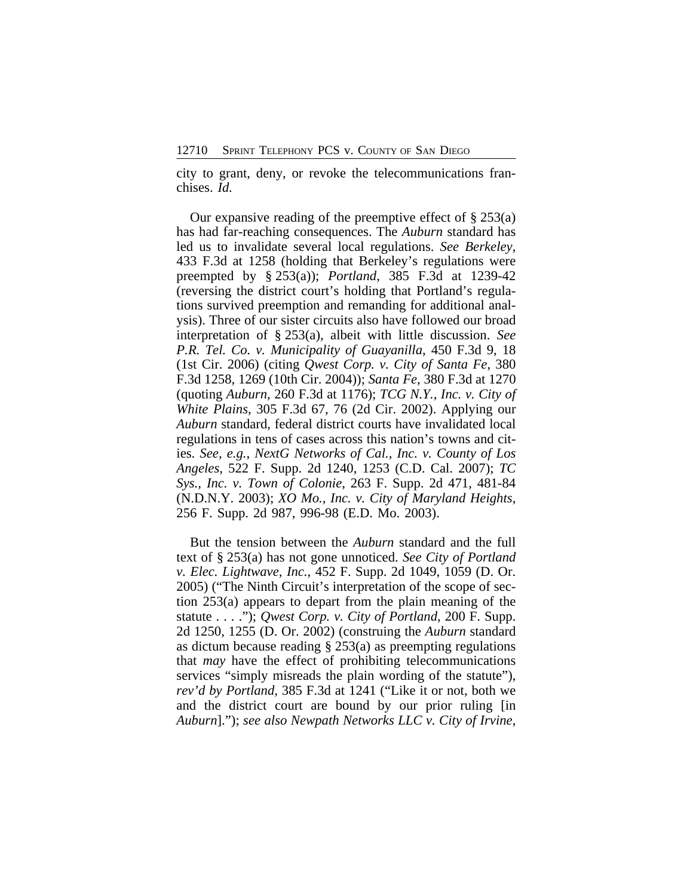city to grant, deny, or revoke the telecommunications franchises. *Id.*

Our expansive reading of the preemptive effect of § 253(a) has had far-reaching consequences. The *Auburn* standard has led us to invalidate several local regulations. *See Berkeley*, 433 F.3d at 1258 (holding that Berkeley's regulations were preempted by § 253(a)); *Portland*, 385 F.3d at 1239-42 (reversing the district court's holding that Portland's regulations survived preemption and remanding for additional analysis). Three of our sister circuits also have followed our broad interpretation of § 253(a), albeit with little discussion. *See P.R. Tel. Co. v. Municipality of Guayanilla*, 450 F.3d 9, 18 (1st Cir. 2006) (citing *Qwest Corp. v. City of Santa Fe*, 380 F.3d 1258, 1269 (10th Cir. 2004)); *Santa Fe*, 380 F.3d at 1270 (quoting *Auburn*, 260 F.3d at 1176); *TCG N.Y., Inc. v. City of White Plains*, 305 F.3d 67, 76 (2d Cir. 2002). Applying our *Auburn* standard, federal district courts have invalidated local regulations in tens of cases across this nation's towns and cities. *See, e.g.*, *NextG Networks of Cal., Inc. v. County of Los Angeles*, 522 F. Supp. 2d 1240, 1253 (C.D. Cal. 2007); *TC Sys., Inc. v. Town of Colonie*, 263 F. Supp. 2d 471, 481-84 (N.D.N.Y. 2003); *XO Mo., Inc. v. City of Maryland Heights*, 256 F. Supp. 2d 987, 996-98 (E.D. Mo. 2003).

But the tension between the *Auburn* standard and the full text of § 253(a) has not gone unnoticed. *See City of Portland v. Elec. Lightwave, Inc.*, 452 F. Supp. 2d 1049, 1059 (D. Or. 2005) ("The Ninth Circuit's interpretation of the scope of section 253(a) appears to depart from the plain meaning of the statute . . . ."); *Qwest Corp. v. City of Portland*, 200 F. Supp. 2d 1250, 1255 (D. Or. 2002) (construing the *Auburn* standard as dictum because reading § 253(a) as preempting regulations that *may* have the effect of prohibiting telecommunications services "simply misreads the plain wording of the statute"), *rev'd by Portland*, 385 F.3d at 1241 ("Like it or not, both we and the district court are bound by our prior ruling [in *Auburn*]."); *see also Newpath Networks LLC v. City of Irvine*,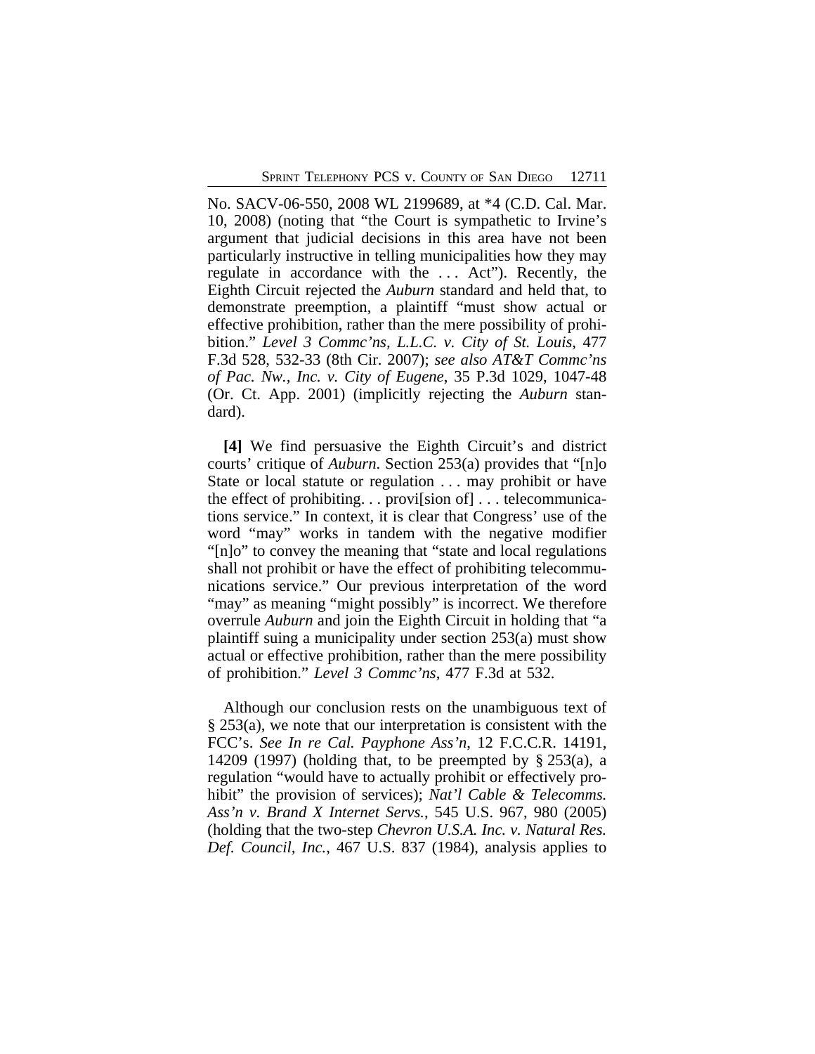No. SACV-06-550, 2008 WL 2199689, at *4 (C.D. Cal. Mar. 10, 2008) (noting that "the Court is sympathetic to Irvine's argument that judicial decisions in this area have not been particularly instructive in telling municipalities how they may regulate in accordance with the . . . Act"). Recently, the Eighth Circuit rejected the *Auburn* standard and held that, to demonstrate preemption, a plaintiff "must show actual or effective prohibition, rather than the mere possibility of prohibition." *Level 3 Commc'ns, L.L.C. v. City of St. Louis*, 477 F.3d 528, 532-33 (8th Cir. 2007); *see also AT&T Commc'ns of Pac. Nw., Inc. v. City of Eugene*, 35 P.3d 1029, 1047-48 (Or. Ct. App. 2001) (implicitly rejecting the *Auburn* standard).

**[4]** We find persuasive the Eighth Circuit's and district courts' critique of *Auburn*. Section 253(a) provides that "[n]o State or local statute or regulation . . . may prohibit or have the effect of prohibiting. . . provi[sion of] . . . telecommunications service." In context, it is clear that Congress' use of the word "may" works in tandem with the negative modifier "[n]o" to convey the meaning that "state and local regulations shall not prohibit or have the effect of prohibiting telecommunications service." Our previous interpretation of the word "may" as meaning "might possibly" is incorrect. We therefore overrule *Auburn* and join the Eighth Circuit in holding that "a plaintiff suing a municipality under section 253(a) must show actual or effective prohibition, rather than the mere possibility of prohibition." *Level 3 Commc'ns*, 477 F.3d at 532.

Although our conclusion rests on the unambiguous text of § 253(a), we note that our interpretation is consistent with the FCC's. *See In re Cal. Payphone Ass'n*, 12 F.C.C.R. 14191, 14209 (1997) (holding that, to be preempted by § 253(a), a regulation "would have to actually prohibit or effectively prohibit" the provision of services); *Nat'l Cable & Telecomms. Ass'n v. Brand X Internet Servs.*, 545 U.S. 967, 980 (2005) (holding that the two-step *Chevron U.S.A. Inc. v. Natural Res. Def. Council, Inc.*, 467 U.S. 837 (1984), analysis applies to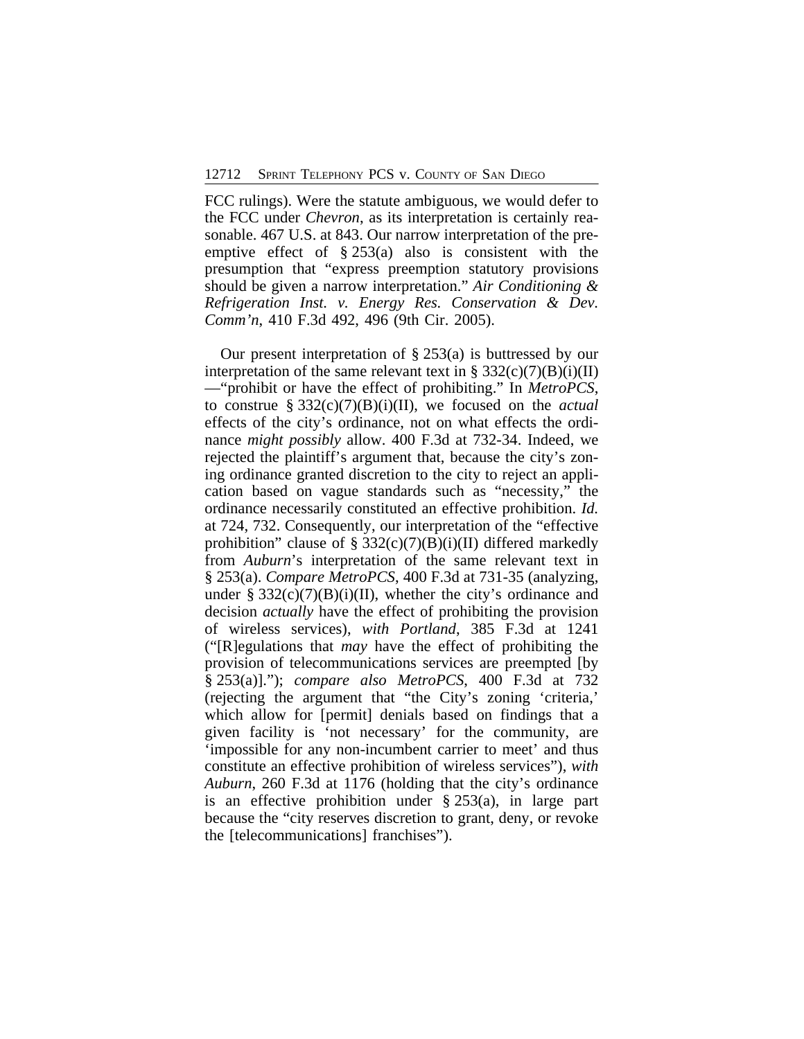FCC rulings). Were the statute ambiguous, we would defer to the FCC under *Chevron*, as its interpretation is certainly reasonable. 467 U.S. at 843. Our narrow interpretation of the preemptive effect of § 253(a) also is consistent with the presumption that "express preemption statutory provisions should be given a narrow interpretation." *Air Conditioning & Refrigeration Inst. v. Energy Res. Conservation & Dev. Comm'n*, 410 F.3d 492, 496 (9th Cir. 2005).

Our present interpretation of § 253(a) is buttressed by our interpretation of the same relevant text in § 332(c)(7)(B)(i)(II) —"prohibit or have the effect of prohibiting." In *MetroPCS*, to construe § 332(c)(7)(B)(i)(II), we focused on the *actual* effects of the city's ordinance, not on what effects the ordinance *might possibly* allow. 400 F.3d at 732-34. Indeed, we rejected the plaintiff's argument that, because the city's zoning ordinance granted discretion to the city to reject an application based on vague standards such as "necessity," the ordinance necessarily constituted an effective prohibition. *Id.* at 724, 732. Consequently, our interpretation of the "effective prohibition" clause of § 332(c)(7)(B)(i)(II) differed markedly from *Auburn*'s interpretation of the same relevant text in § 253(a). *Compare MetroPCS*, 400 F.3d at 731-35 (analyzing, under § 332(c)(7)(B)(i)(II), whether the city's ordinance and decision *actually* have the effect of prohibiting the provision of wireless services), *with Portland*, 385 F.3d at 1241 ("[R]egulations that *may* have the effect of prohibiting the provision of telecommunications services are preempted [by § 253(a)]."); *compare also MetroPCS*, 400 F.3d at 732 (rejecting the argument that "the City's zoning 'criteria,' which allow for [permit] denials based on findings that a given facility is 'not necessary' for the community, are 'impossible for any non-incumbent carrier to meet' and thus constitute an effective prohibition of wireless services"), *with Auburn*, 260 F.3d at 1176 (holding that the city's ordinance is an effective prohibition under § 253(a), in large part because the "city reserves discretion to grant, deny, or revoke the [telecommunications] franchises").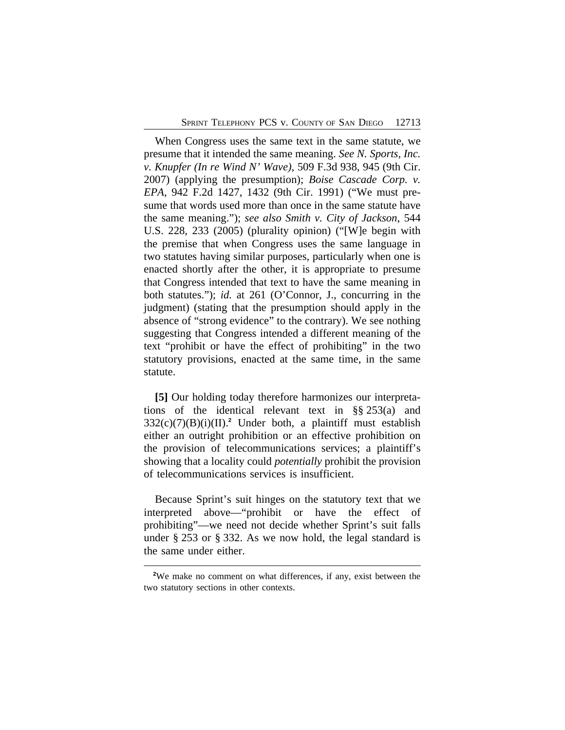When Congress uses the same text in the same statute, we presume that it intended the same meaning. *See N. Sports, Inc. v. Knupfer (In re Wind N' Wave)*, 509 F.3d 938, 945 (9th Cir. 2007) (applying the presumption); *Boise Cascade Corp. v. EPA*, 942 F.2d 1427, 1432 (9th Cir. 1991) ("We must presume that words used more than once in the same statute have the same meaning."); *see also Smith v. City of Jackson*, 544 U.S. 228, 233 (2005) (plurality opinion) ("[W]e begin with the premise that when Congress uses the same language in two statutes having similar purposes, particularly when one is enacted shortly after the other, it is appropriate to presume that Congress intended that text to have the same meaning in both statutes."); *id.* at 261 (O'Connor, J., concurring in the judgment) (stating that the presumption should apply in the absence of "strong evidence" to the contrary). We see nothing suggesting that Congress intended a different meaning of the text "prohibit or have the effect of prohibiting" in the two statutory provisions, enacted at the same time, in the same statute.

**[5]** Our holding today therefore harmonizes our interpretations of the identical relevant text in §§ 253(a) and 332(c)(7)(B)(i)(II).[2] Under both, a plaintiff must establish either an outright prohibition or an effective prohibition on the provision of telecommunications services; a plaintiff's showing that a locality could *potentially* prohibit the provision of telecommunications services is insufficient.

Because Sprint's suit hinges on the statutory text that we interpreted above—"prohibit or have the effect of prohibiting"—we need not decide whether Sprint's suit falls under § 253 or § 332. As we now hold, the legal standard is the same under either.

---

[2]We make no comment on what differences, if any, exist between the two statutory sections in other contexts.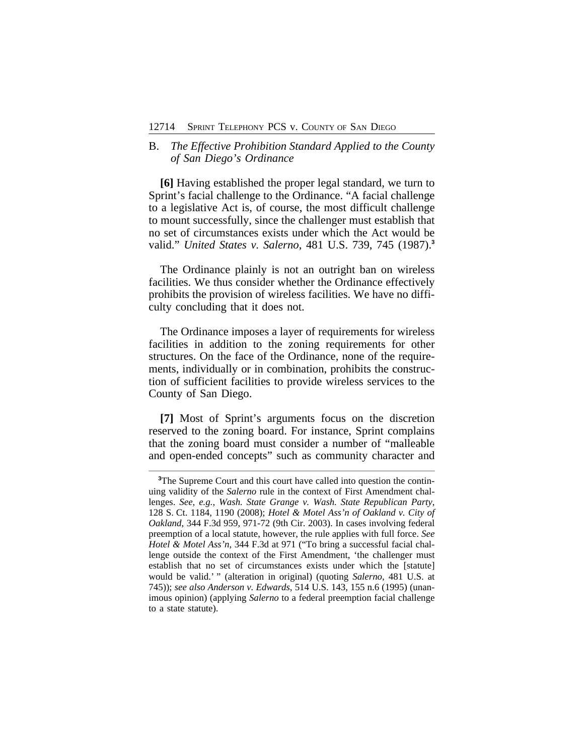## B. *The Effective Prohibition Standard Applied to the County of San Diego's Ordinance*

**[6]** Having established the proper legal standard, we turn to Sprint's facial challenge to the Ordinance. "A facial challenge to a legislative Act is, of course, the most difficult challenge to mount successfully, since the challenger must establish that no set of circumstances exists under which the Act would be valid." *United States v. Salerno*, 481 U.S. 739, 745 (1987).[3]

The Ordinance plainly is not an outright ban on wireless facilities. We thus consider whether the Ordinance effectively prohibits the provision of wireless facilities. We have no difficulty concluding that it does not.

The Ordinance imposes a layer of requirements for wireless facilities in addition to the zoning requirements for other structures. On the face of the Ordinance, none of the requirements, individually or in combination, prohibits the construction of sufficient facilities to provide wireless services to the County of San Diego.

**[7]** Most of Sprint's arguments focus on the discretion reserved to the zoning board. For instance, Sprint complains that the zoning board must consider a number of "malleable and open-ended concepts" such as community character and

---

[3] The Supreme Court and this court have called into question the continuing validity of the *Salerno* rule in the context of First Amendment challenges. *See, e.g.*, *Wash. State Grange v. Wash. State Republican Party*, 128 S. Ct. 1184, 1190 (2008); *Hotel & Motel Ass'n of Oakland v. City of Oakland*, 344 F.3d 959, 971-72 (9th Cir. 2003). In cases involving federal preemption of a local statute, however, the rule applies with full force. *See Hotel & Motel Ass'n*, 344 F.3d at 971 ("To bring a successful facial challenge outside the context of the First Amendment, 'the challenger must establish that no set of circumstances exists under which the [statute] would be valid.' " (alteration in original) (quoting *Salerno*, 481 U.S. at 745)); *see also Anderson v. Edwards*, 514 U.S. 143, 155 n.6 (1995) (unanimous opinion) (applying *Salerno* to a federal preemption facial challenge to a state statute).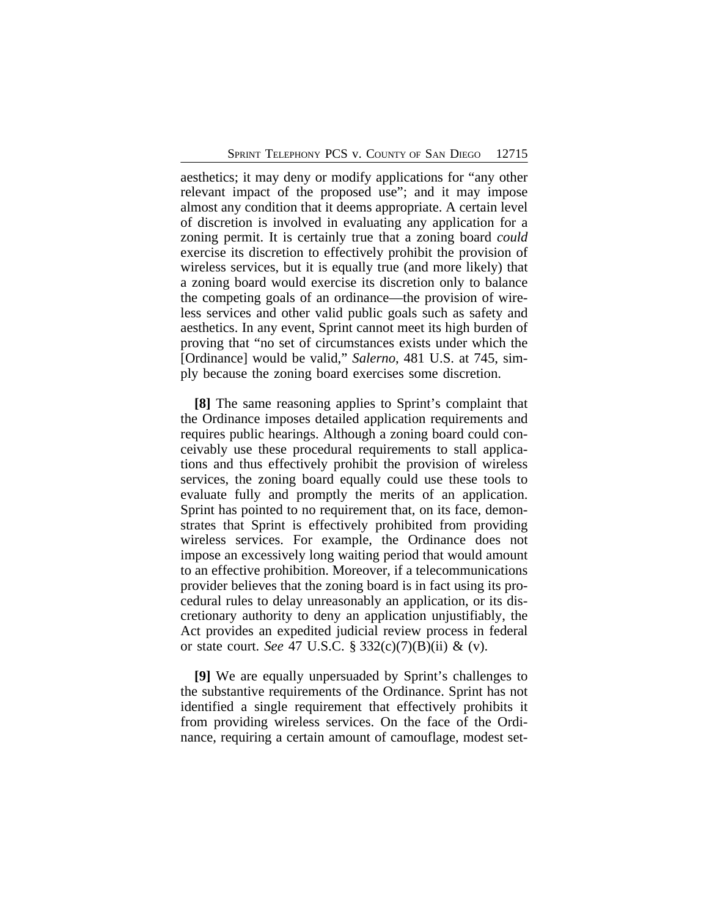aesthetics; it may deny or modify applications for "any other relevant impact of the proposed use"; and it may impose almost any condition that it deems appropriate. A certain level of discretion is involved in evaluating any application for a zoning permit. It is certainly true that a zoning board *could* exercise its discretion to effectively prohibit the provision of wireless services, but it is equally true (and more likely) that a zoning board would exercise its discretion only to balance the competing goals of an ordinance—the provision of wireless services and other valid public goals such as safety and aesthetics. In any event, Sprint cannot meet its high burden of proving that "no set of circumstances exists under which the [Ordinance] would be valid," *Salerno*, 481 U.S. at 745, simply because the zoning board exercises some discretion.

**[8]** The same reasoning applies to Sprint's complaint that the Ordinance imposes detailed application requirements and requires public hearings. Although a zoning board could conceivably use these procedural requirements to stall applications and thus effectively prohibit the provision of wireless services, the zoning board equally could use these tools to evaluate fully and promptly the merits of an application. Sprint has pointed to no requirement that, on its face, demonstrates that Sprint is effectively prohibited from providing wireless services. For example, the Ordinance does not impose an excessively long waiting period that would amount to an effective prohibition. Moreover, if a telecommunications provider believes that the zoning board is in fact using its procedural rules to delay unreasonably an application, or its discretionary authority to deny an application unjustifiably, the Act provides an expedited judicial review process in federal or state court. *See* 47 U.S.C. § 332(c)(7)(B)(ii) & (v).

**[9]** We are equally unpersuaded by Sprint's challenges to the substantive requirements of the Ordinance. Sprint has not identified a single requirement that effectively prohibits it from providing wireless services. On the face of the Ordinance, requiring a certain amount of camouflage, modest set-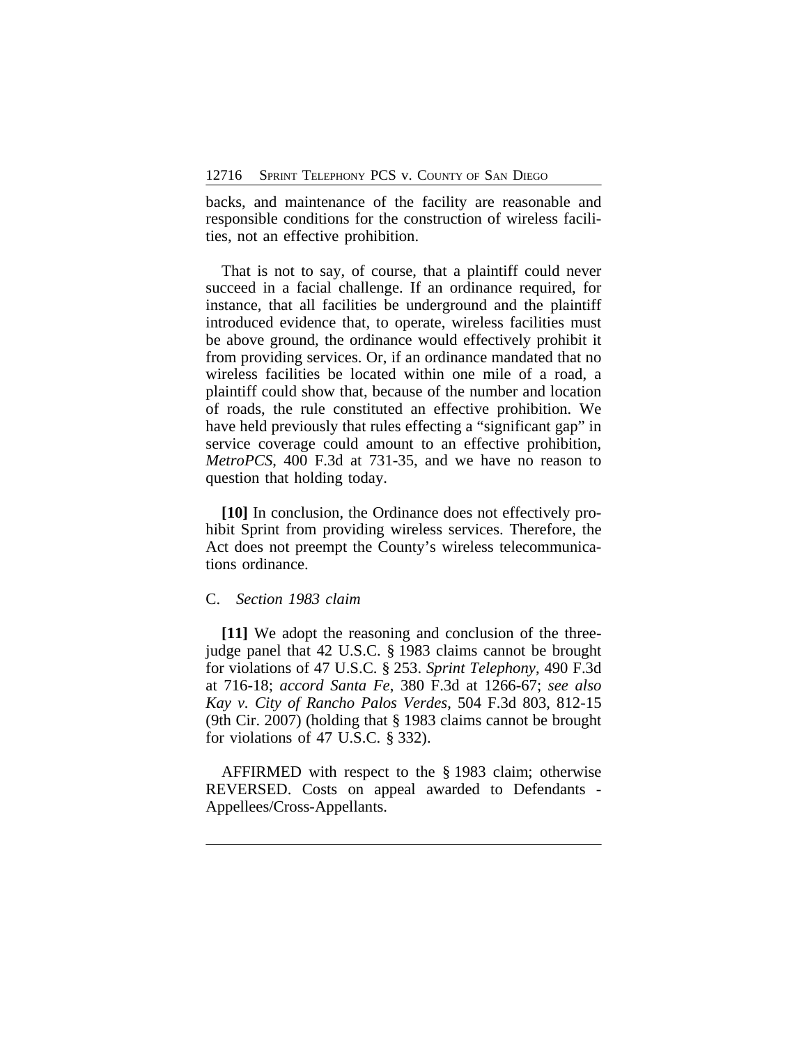backs, and maintenance of the facility are reasonable and responsible conditions for the construction of wireless facilities, not an effective prohibition.

That is not to say, of course, that a plaintiff could never succeed in a facial challenge. If an ordinance required, for instance, that all facilities be underground and the plaintiff introduced evidence that, to operate, wireless facilities must be above ground, the ordinance would effectively prohibit it from providing services. Or, if an ordinance mandated that no wireless facilities be located within one mile of a road, a plaintiff could show that, because of the number and location of roads, the rule constituted an effective prohibition. We have held previously that rules effecting a "significant gap" in service coverage could amount to an effective prohibition, *MetroPCS*, 400 F.3d at 731-35, and we have no reason to question that holding today.

**[10]** In conclusion, the Ordinance does not effectively prohibit Sprint from providing wireless services. Therefore, the Act does not preempt the County's wireless telecommunications ordinance.

C. *Section 1983 claim*

**[11]** We adopt the reasoning and conclusion of the three-judge panel that 42 U.S.C. § 1983 claims cannot be brought for violations of 47 U.S.C. § 253. *Sprint Telephony*, 490 F.3d at 716-18; *accord Santa Fe*, 380 F.3d at 1266-67; *see also Kay v. City of Rancho Palos Verdes*, 504 F.3d 803, 812-15 (9th Cir. 2007) (holding that § 1983 claims cannot be brought for violations of 47 U.S.C. § 332).

AFFIRMED with respect to the § 1983 claim; otherwise REVERSED. Costs on appeal awarded to Defendants - Appellees/Cross-Appellants.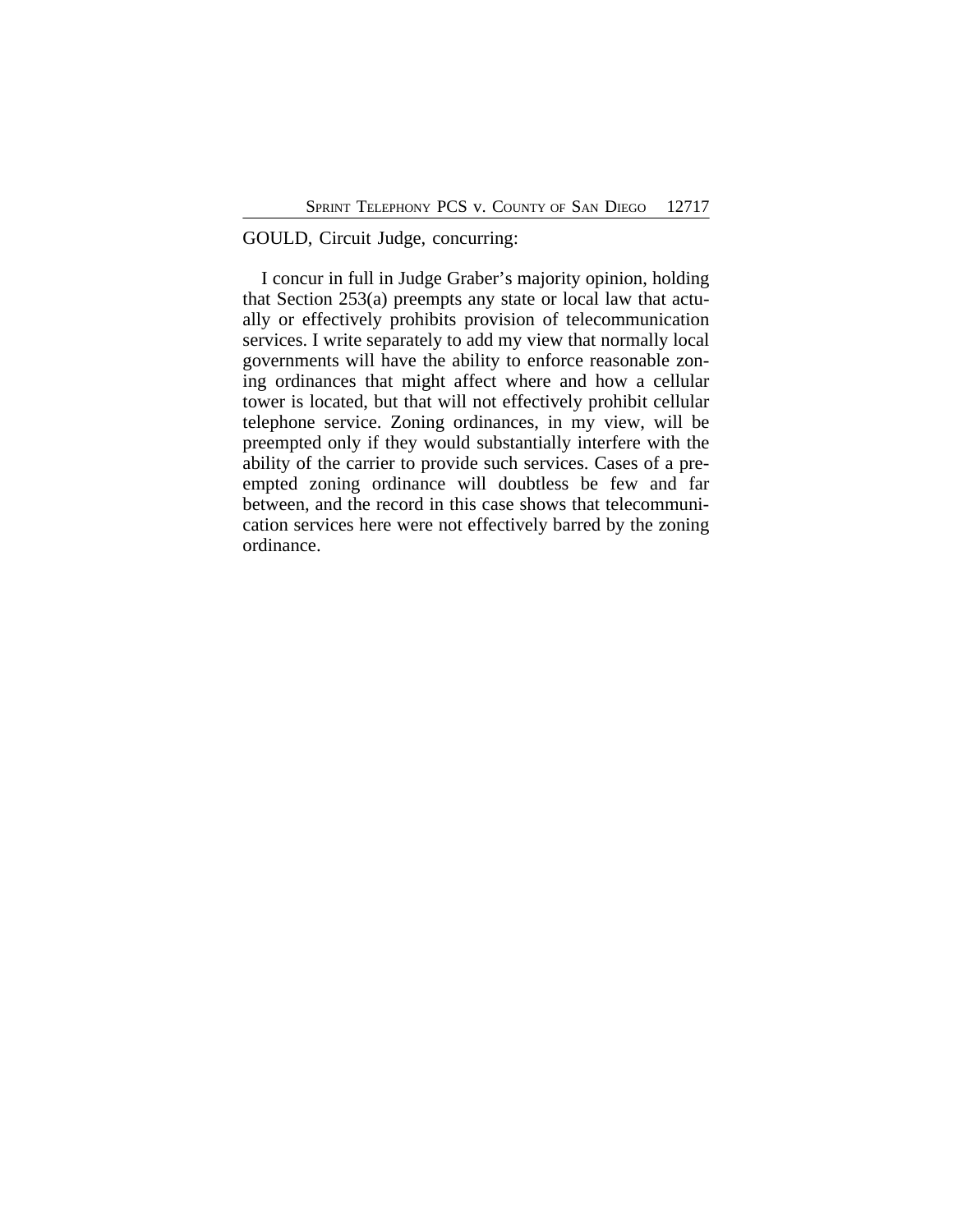GOULD, Circuit Judge, concurring:

I concur in full in Judge Graber's majority opinion, holding that Section 253(a) preempts any state or local law that actually or effectively prohibits provision of telecommunication services. I write separately to add my view that normally local governments will have the ability to enforce reasonable zoning ordinances that might affect where and how a cellular tower is located, but that will not effectively prohibit cellular telephone service. Zoning ordinances, in my view, will be preempted only if they would substantially interfere with the ability of the carrier to provide such services. Cases of a preempted zoning ordinance will doubtless be few and far between, and the record in this case shows that telecommunication services here were not effectively barred by the zoning ordinance.